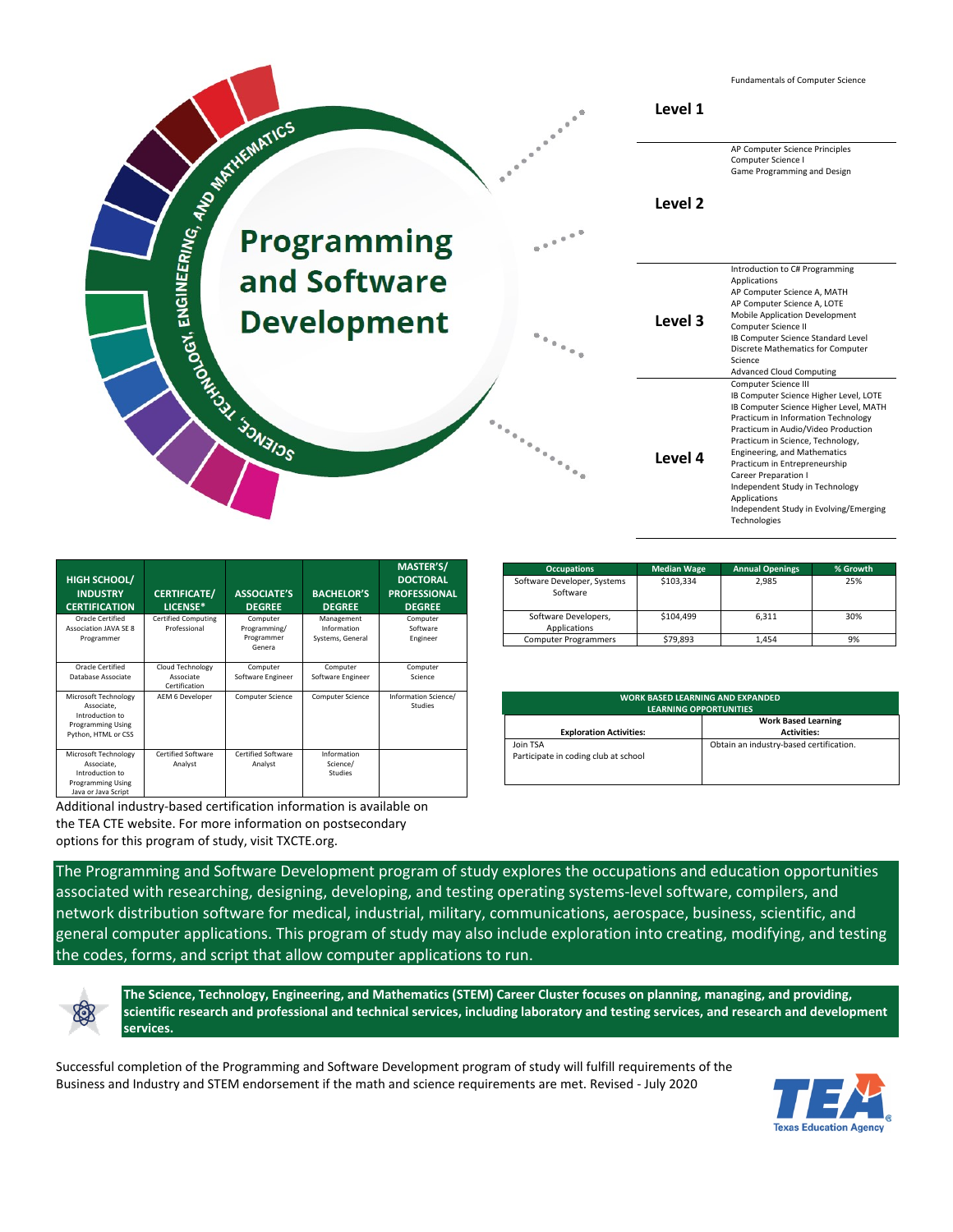# Programming and Software Development

SCIENCE, TECHNOLOGY, ENGINEERING, AND MATHEMATICS

| Level | Courses |
|---|---|
| Level 1 | Fundamentals of Computer Science |
| Level 2 | AP Computer Science Principles<br>Computer Science I<br>Game Programming and Design |
| Level 3 | Introduction to C# Programming Applications<br>AP Computer Science A, MATH<br>AP Computer Science A, LOTE<br>Mobile Application Development<br>Computer Science II<br>IB Computer Science Standard Level<br>Discrete Mathematics for Computer Science<br>Advanced Cloud Computing |
| Level 4 | Computer Science III<br>IB Computer Science Higher Level, LOTE<br>IB Computer Science Higher Level, MATH<br>Practicum in Information Technology<br>Practicum in Audio/Video Production<br>Practicum in Science, Technology, Engineering, and Mathematics<br>Practicum in Entrepreneurship<br>Career Preparation I<br>Independent Study in Technology Applications<br>Independent Study in Evolving/Emerging Technologies |

| HIGH SCHOOL/ INDUSTRY CERTIFICATION | CERTIFICATE/ LICENSE* | ASSOCIATE'S DEGREE | BACHELOR'S DEGREE | MASTER'S/ DOCTORAL PROFESSIONAL DEGREE |
|---|---|---|---|---|
| Oracle Certified Association JAVA SE 8 Programmer | Certified Computing Professional | Computer Programming/ Programmer Genera | Management Information Systems, General | Computer Software Engineer |
| Oracle Certified Database Associate | Cloud Technology Associate Certification | Computer Software Engineer | Computer Software Engineer | Computer Science |
| Microsoft Technology Associate, Introduction to Programming Using Python, HTML or CSS | AEM 6 Developer | Computer Science | Computer Science | Information Science/ Studies |
| Microsoft Technology Associate, Introduction to Programming Using Java or Java Script | Certified Software Analyst | Certified Software Analyst | Information Science/ Studies | |

Additional industry-based certification is available on the TEA CTE website. For more information on postsecondary options for this program of study, visit TXCTE.org.

| Occupations | Median Wage | Annual Openings | % Growth |
|---|---|---|---|
| Software Developer, Systems Software | $103,334 | 2,985 | 25% |
| Software Developers, Applications | $104,499 | 6,311 | 30% |
| Computer Programmers | $79,893 | 1,454 | 9% |

| WORK BASED LEARNING AND EXPANDED LEARNING OPPORTUNITIES | |
|---|---|
| **Exploration Activities:** | **Work Based Learning Activities:** |
| Join TSA<br>Participate in coding club at school | Obtain an industry-based certification. |

The Programming and Software Development program of study explores the occupations and education opportunities associated with researching, designing, developing, and testing operating systems-level software, compilers, and network distribution software for medical, industrial, military, communications, aerospace, business, scientific, and general computer applications. This program of study may also include exploration into creating, modifying, and testing the codes, forms, and script that allow computer applications to run.

**The Science, Technology, Engineering, and Mathematics (STEM) Career Cluster focuses on planning, managing, and providing, scientific research and professional and technical services, including laboratory and testing services, and research and development services.**

Successful completion of the Programming and Software Development program of study will fulfill requirements of the Business and Industry and STEM endorsement if the math and science requirements are met. Revised - July 2020

TEA Texas Education Agency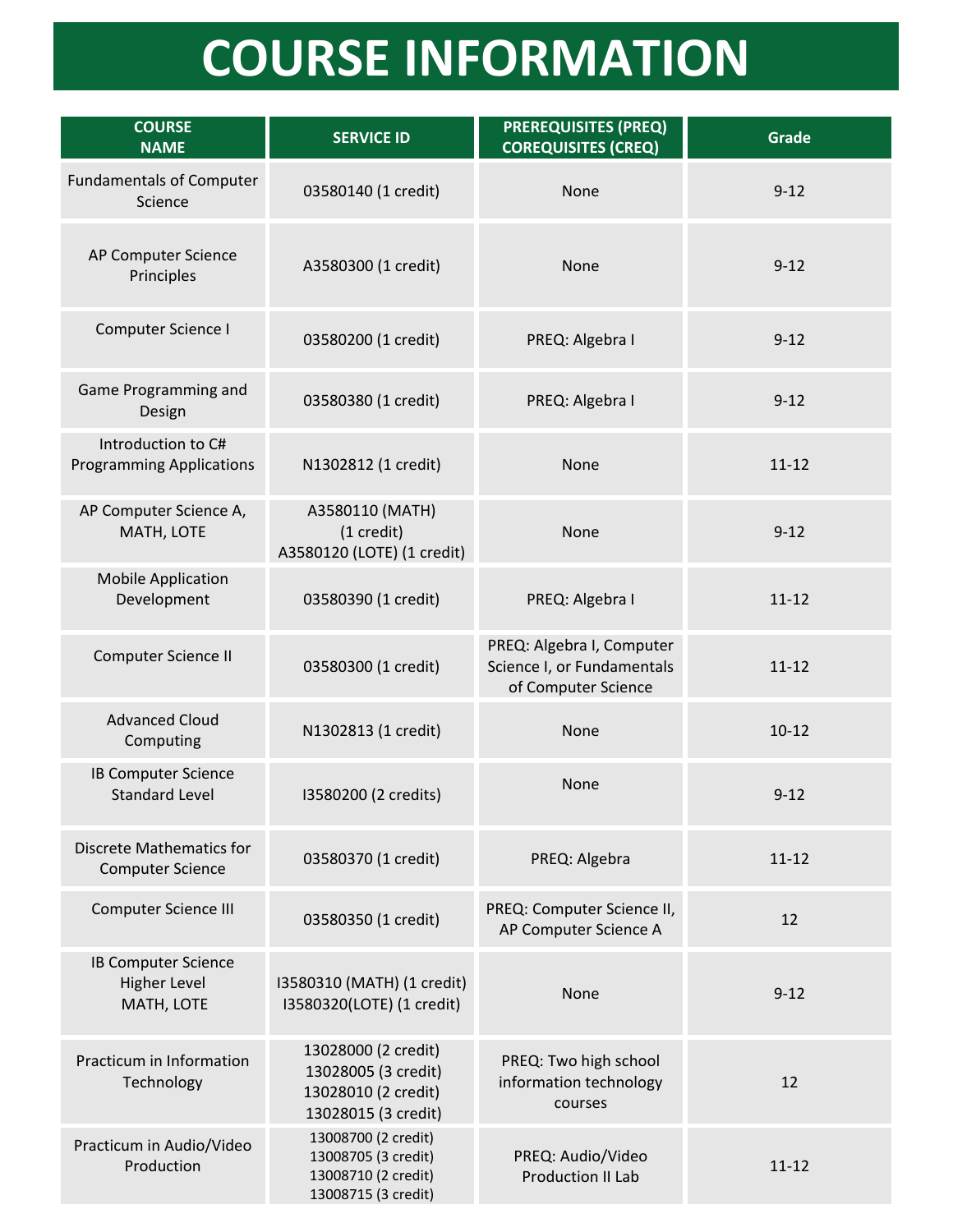# COURSE INFORMATION

| COURSE NAME | SERVICE ID | PREREQUISITES (PREQ) COREQUISITES (CREQ) | Grade |
|---|---|---|---|
| Fundamentals of Computer Science | 03580140 (1 credit) | None | 9-12 |
| AP Computer Science Principles | A3580300 (1 credit) | None | 9-12 |
| Computer Science I | 03580200 (1 credit) | PREQ: Algebra I | 9-12 |
| Game Programming and Design | 03580380 (1 credit) | PREQ: Algebra I | 9-12 |
| Introduction to C# Programming Applications | N1302812 (1 credit) | None | 11-12 |
| AP Computer Science A, MATH, LOTE | A3580110 (MATH) (1 credit)<br>A3580120 (LOTE) (1 credit) | None | 9-12 |
| Mobile Application Development | 03580390 (1 credit) | PREQ: Algebra I | 11-12 |
| Computer Science II | 03580300 (1 credit) | PREQ: Algebra I, Computer Science I, or Fundamentals of Computer Science | 11-12 |
| Advanced Cloud Computing | N1302813 (1 credit) | None | 10-12 |
| IB Computer Science Standard Level | I3580200 (2 credits) | None | 9-12 |
| Discrete Mathematics for Computer Science | 03580370 (1 credit) | PREQ: Algebra | 11-12 |
| Computer Science III | 03580350 (1 credit) | PREQ: Computer Science II, AP Computer Science A | 12 |
| IB Computer Science Higher Level MATH, LOTE | I3580310 (MATH) (1 credit)<br>I3580320(LOTE) (1 credit) | None | 9-12 |
| Practicum in Information Technology | 13028000 (2 credit)<br>13028005 (3 credit)<br>13028010 (2 credit)<br>13028015 (3 credit) | PREQ: Two high school information technology courses | 12 |
| Practicum in Audio/Video Production | 13008700 (2 credit)<br>13008705 (3 credit)<br>13008710 (2 credit)<br>13008715 (3 credit) | PREQ: Audio/Video Production II Lab | 11-12 |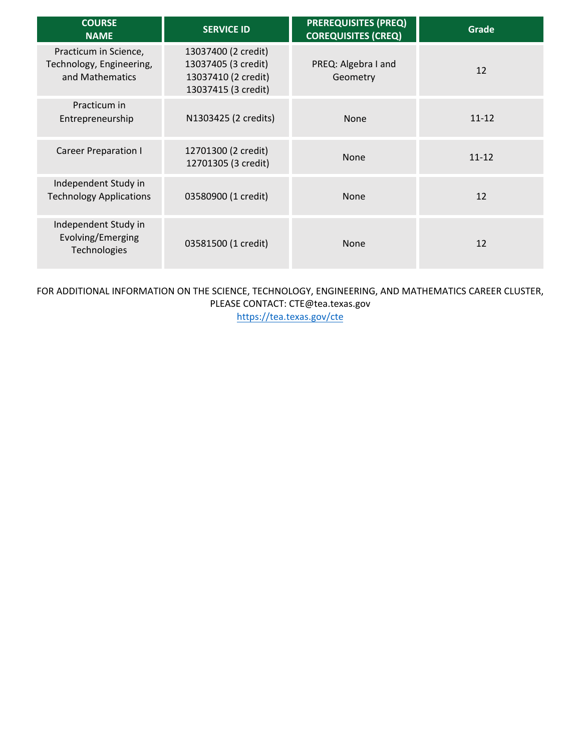| COURSE NAME | SERVICE ID | PREREQUISITES (PREQ) COREQUISITES (CREQ) | Grade |
|---|---|---|---|
| Practicum in Science, Technology, Engineering, and Mathematics | 13037400 (2 credit)<br>13037405 (3 credit)<br>13037410 (2 credit)<br>13037415 (3 credit) | PREQ: Algebra I and Geometry | 12 |
| Practicum in Entrepreneurship | N1303425 (2 credits) | None | 11-12 |
| Career Preparation I | 12701300 (2 credit)<br>12701305 (3 credit) | None | 11-12 |
| Independent Study in Technology Applications | 03580900 (1 credit) | None | 12 |
| Independent Study in Evolving/Emerging Technologies | 03581500 (1 credit) | None | 12 |

FOR ADDITIONAL INFORMATION ON THE SCIENCE, TECHNOLOGY, ENGINEERING, AND MATHEMATICS CAREER CLUSTER, PLEASE CONTACT: CTE@tea.texas.gov
https://tea.texas.gov/cte